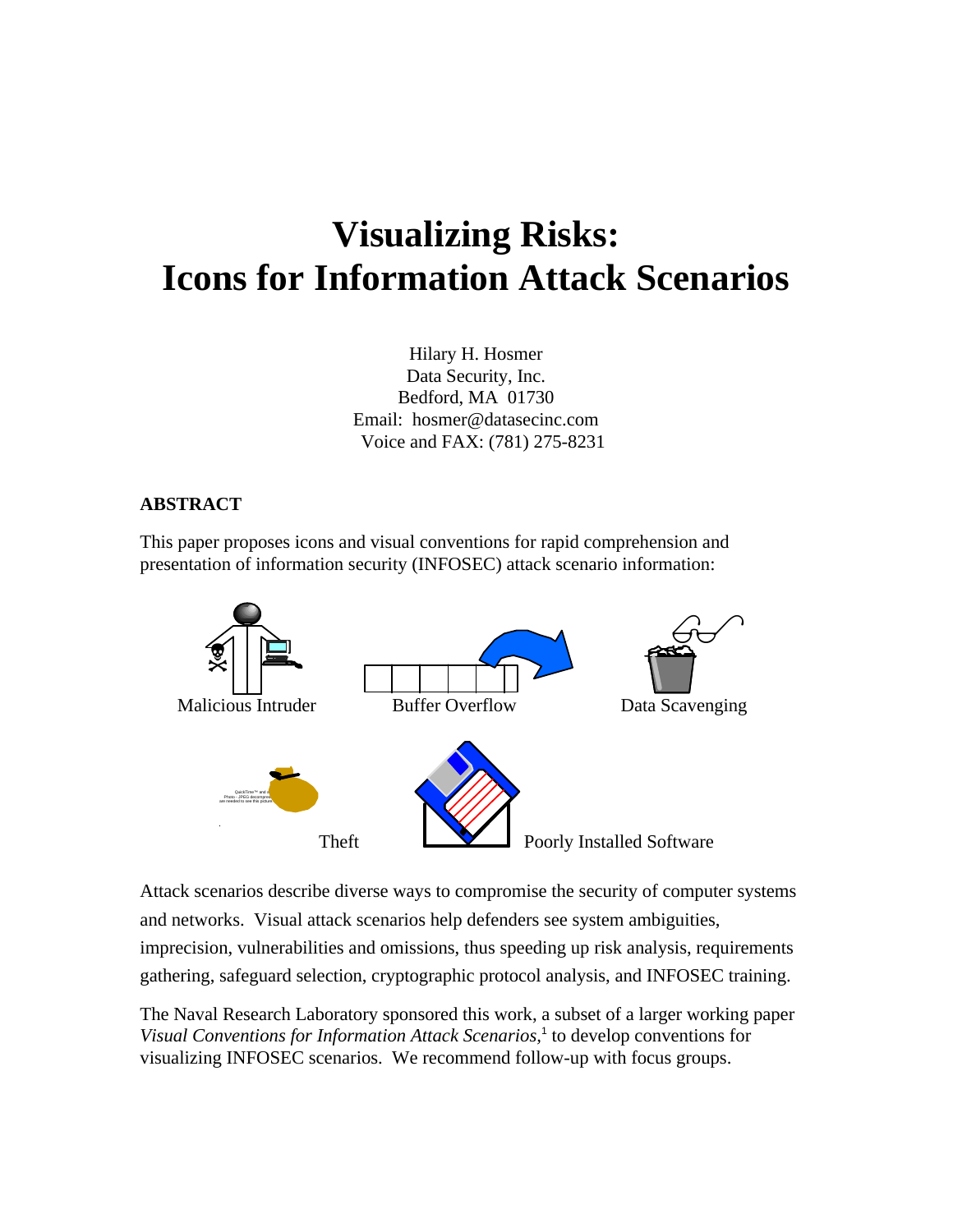# Visualizing Risks:
# Icons for Information Attack Scenarios

Hilary H. Hosmer
Data Security, Inc.
Bedford, MA 01730
Email: hosmer@datasecinc.com
Voice and FAX: (781) 275-8231

## ABSTRACT

This paper proposes icons and visual conventions for rapid comprehension and presentation of information security (INFOSEC) attack scenario information:

Malicious Intruder    Buffer Overflow    Data Scavenging

Theft    Poorly Installed Software

Attack scenarios describe diverse ways to compromise the security of computer systems and networks. Visual attack scenarios help defenders see system ambiguities, imprecision, vulnerabilities and omissions, thus speeding up risk analysis, requirements gathering, safeguard selection, cryptographic protocol analysis, and INFOSEC training.

The Naval Research Laboratory sponsored this work, a subset of a larger working paper *Visual Conventions for Information Attack Scenarios*,[1] to develop conventions for visualizing INFOSEC scenarios. We recommend follow-up with focus groups.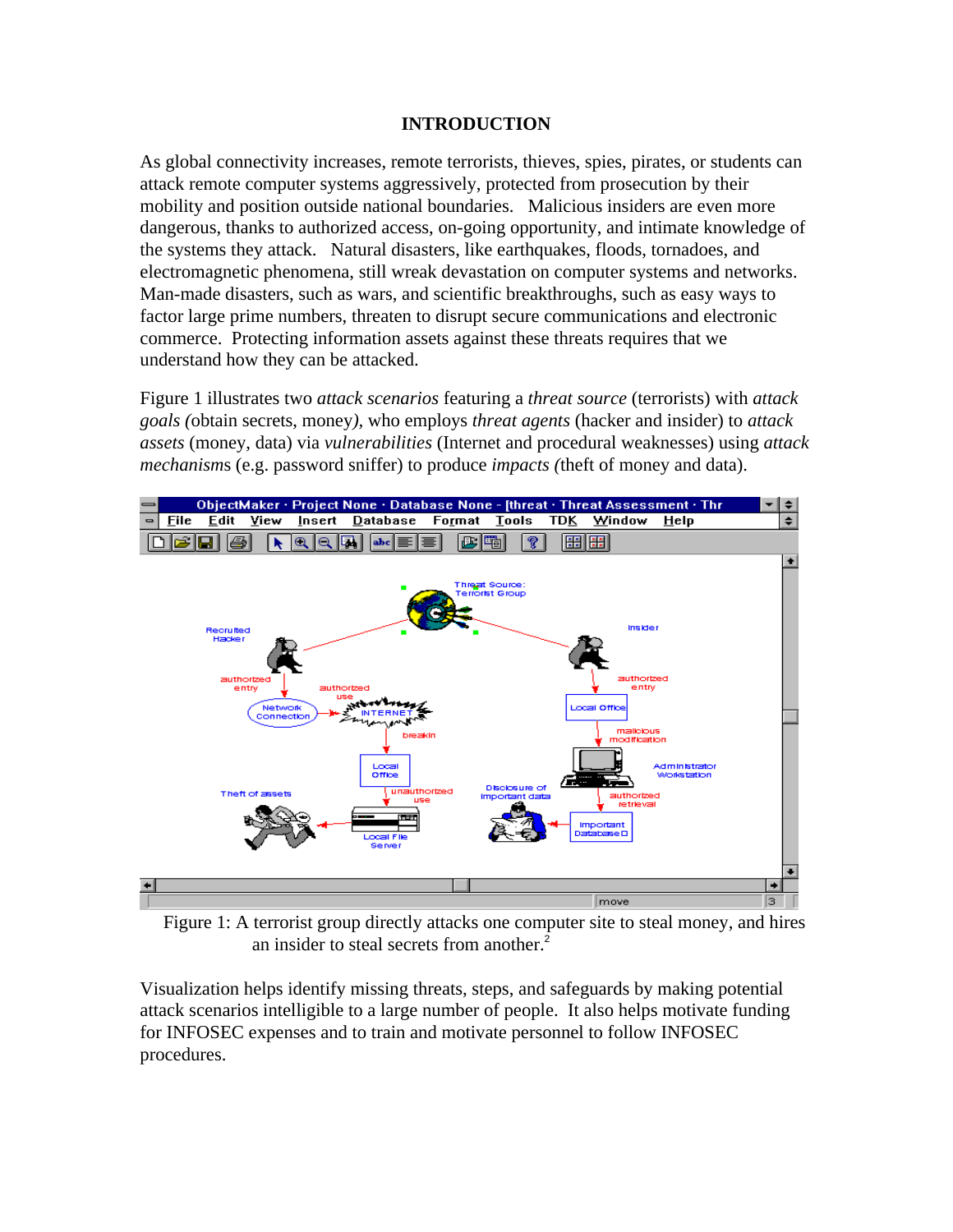## INTRODUCTION

As global connectivity increases, remote terrorists, thieves, spies, pirates, or students can attack remote computer systems aggressively, protected from prosecution by their mobility and position outside national boundaries. Malicious insiders are even more dangerous, thanks to authorized access, on-going opportunity, and intimate knowledge of the systems they attack. Natural disasters, like earthquakes, floods, tornadoes, and electromagnetic phenomena, still wreak devastation on computer systems and networks. Man-made disasters, such as wars, and scientific breakthroughs, such as easy ways to factor large prime numbers, threaten to disrupt secure communications and electronic commerce. Protecting information assets against these threats requires that we understand how they can be attacked.

Figure 1 illustrates two *attack scenarios* featuring a *threat source* (terrorists) with *attack goals* (obtain secrets, money), who employs *threat agents* (hacker and insider) to *attack assets* (money, data) via *vulnerabilities* (Internet and procedural weaknesses) using *attack mechanisms* (e.g. password sniffer) to produce *impacts* (theft of money and data).

Figure 1: A terrorist group directly attacks one computer site to steal money, and hires an insider to steal secrets from another.[2]

Visualization helps identify missing threats, steps, and safeguards by making potential attack scenarios intelligible to a large number of people. It also helps motivate funding for INFOSEC expenses and to train and motivate personnel to follow INFOSEC procedures.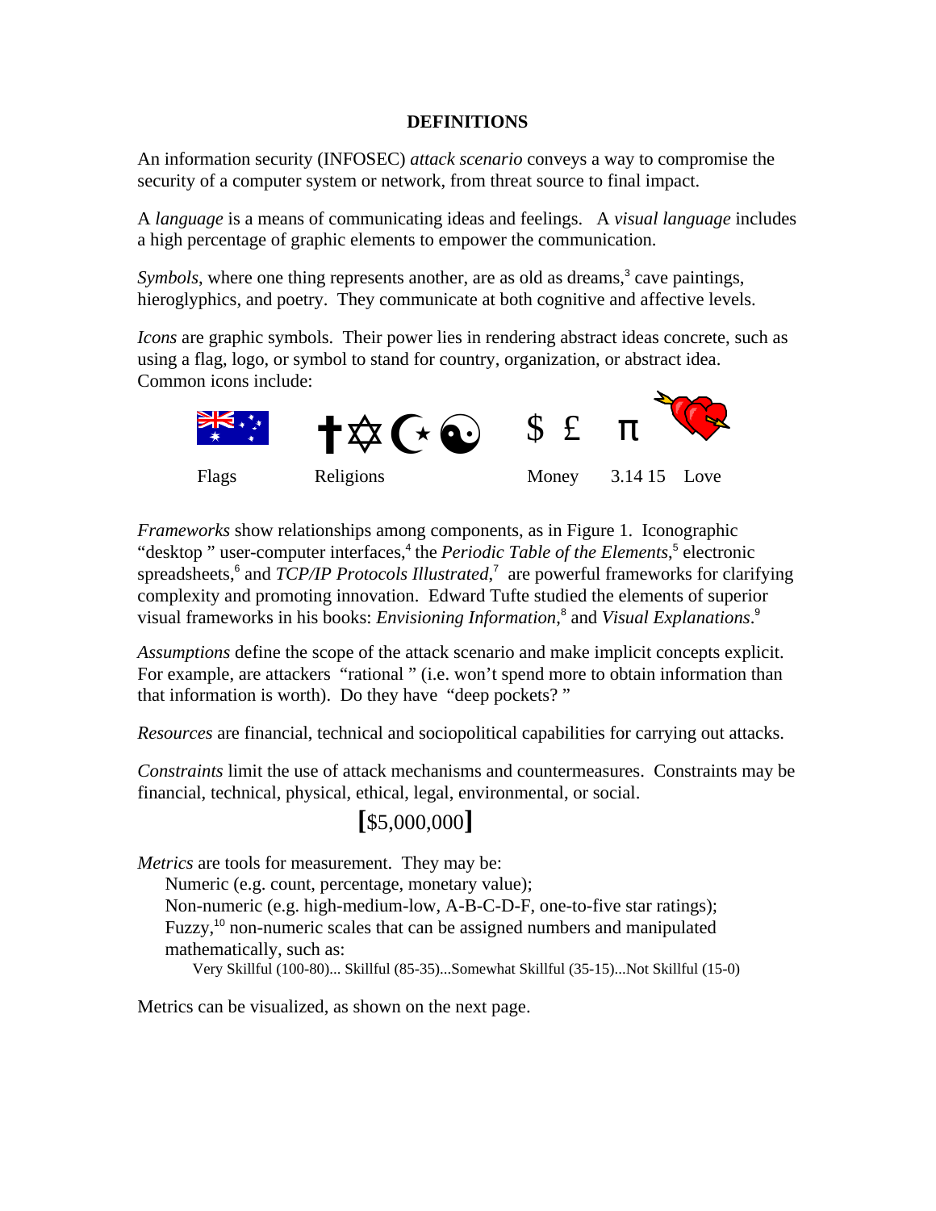# DEFINITIONS

An information security (INFOSEC) *attack scenario* conveys a way to compromise the security of a computer system or network, from threat source to final impact.

A *language* is a means of communicating ideas and feelings. A *visual language* includes a high percentage of graphic elements to empower the communication.

*Symbols*, where one thing represents another, are as old as dreams,[3] cave paintings, hieroglyphics, and poetry. They communicate at both cognitive and affective levels.

*Icons* are graphic symbols. Their power lies in rendering abstract ideas concrete, such as using a flag, logo, or symbol to stand for country, organization, or abstract idea. Common icons include:

| Flags | † ✡ ☪ ☯ Religions | $ £ Money | π 3.14 15 | Love |
|---|---|---|---|---|

*Frameworks* show relationships among components, as in Figure 1. Iconographic "desktop" user-computer interfaces,[4] the *Periodic Table of the Elements*,[5] electronic spreadsheets,[6] and *TCP/IP Protocols Illustrated*,[7] are powerful frameworks for clarifying complexity and promoting innovation. Edward Tufte studied the elements of superior visual frameworks in his books: *Envisioning Information*,[8] and *Visual Explanations*.[9]

*Assumptions* define the scope of the attack scenario and make implicit concepts explicit. For example, are attackers "rational" (i.e. won't spend more to obtain information than that information is worth). Do they have "deep pockets?"

*Resources* are financial, technical and sociopolitical capabilities for carrying out attacks.

*Constraints* limit the use of attack mechanisms and countermeasures. Constraints may be financial, technical, physical, ethical, legal, environmental, or social.

**[**$5,000,000**]**

*Metrics* are tools for measurement. They may be:

- Numeric (e.g. count, percentage, monetary value);
- Non-numeric (e.g. high-medium-low, A-B-C-D-F, one-to-five star ratings);
- Fuzzy,[10] non-numeric scales that can be assigned numbers and manipulated mathematically, such as:
  - Very Skillful (100-80)... Skillful (85-35)...Somewhat Skillful (35-15)...Not Skillful (15-0)

Metrics can be visualized, as shown on the next page.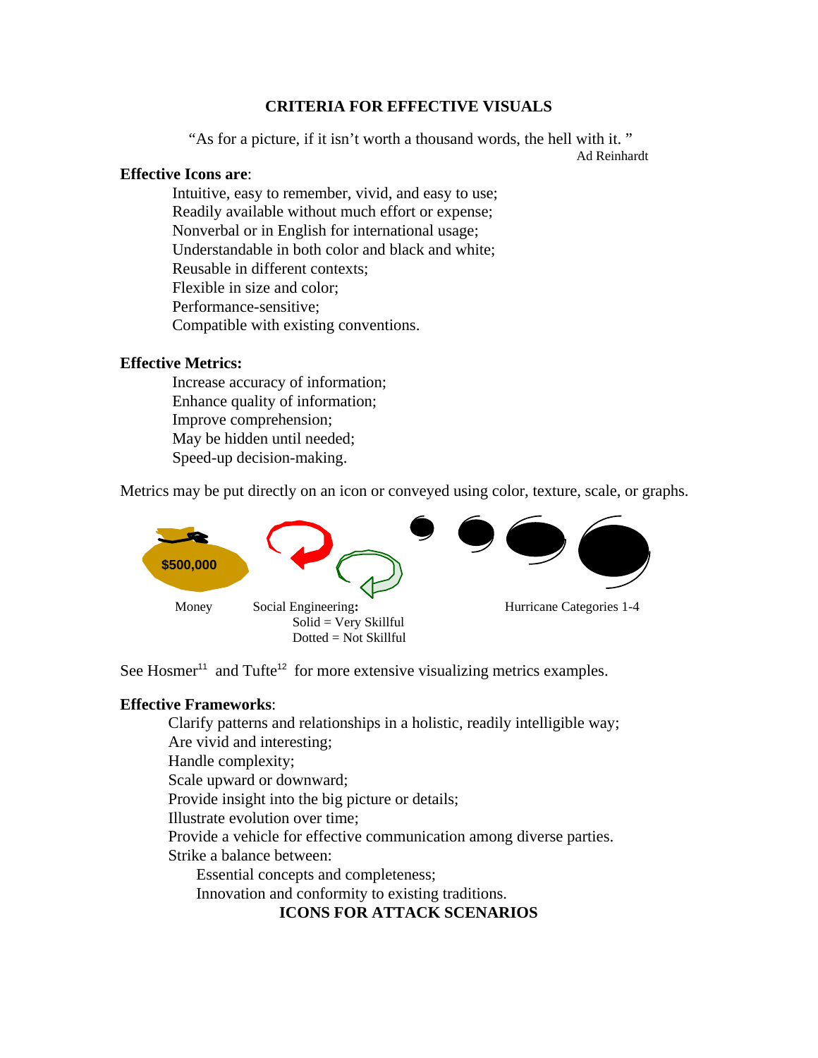## CRITERIA FOR EFFECTIVE VISUALS

"As for a picture, if it isn't worth a thousand words, the hell with it. "

Ad Reinhardt

**Effective Icons are**:

- Intuitive, easy to remember, vivid, and easy to use;
- Readily available without much effort or expense;
- Nonverbal or in English for international usage;
- Understandable in both color and black and white;
- Reusable in different contexts;
- Flexible in size and color;
- Performance-sensitive;
- Compatible with existing conventions.

**Effective Metrics:**

- Increase accuracy of information;
- Enhance quality of information;
- Improve comprehension;
- May be hidden until needed;
- Speed-up decision-making.

Metrics may be put directly on an icon or conveyed using color, texture, scale, or graphs.

$500,000

Money

Social Engineering**:**
Solid = Very Skillful
Dotted = Not Skillful

Hurricane Categories 1-4

See Hosmer[11] and Tufte[12] for more extensive visualizing metrics examples.

**Effective Frameworks**:

- Clarify patterns and relationships in a holistic, readily intelligible way;
- Are vivid and interesting;
- Handle complexity;
- Scale upward or downward;
- Provide insight into the big picture or details;
- Illustrate evolution over time;
- Provide a vehicle for effective communication among diverse parties.
- Strike a balance between:
  - Essential concepts and completeness;
  - Innovation and conformity to existing traditions.

## ICONS FOR ATTACK SCENARIOS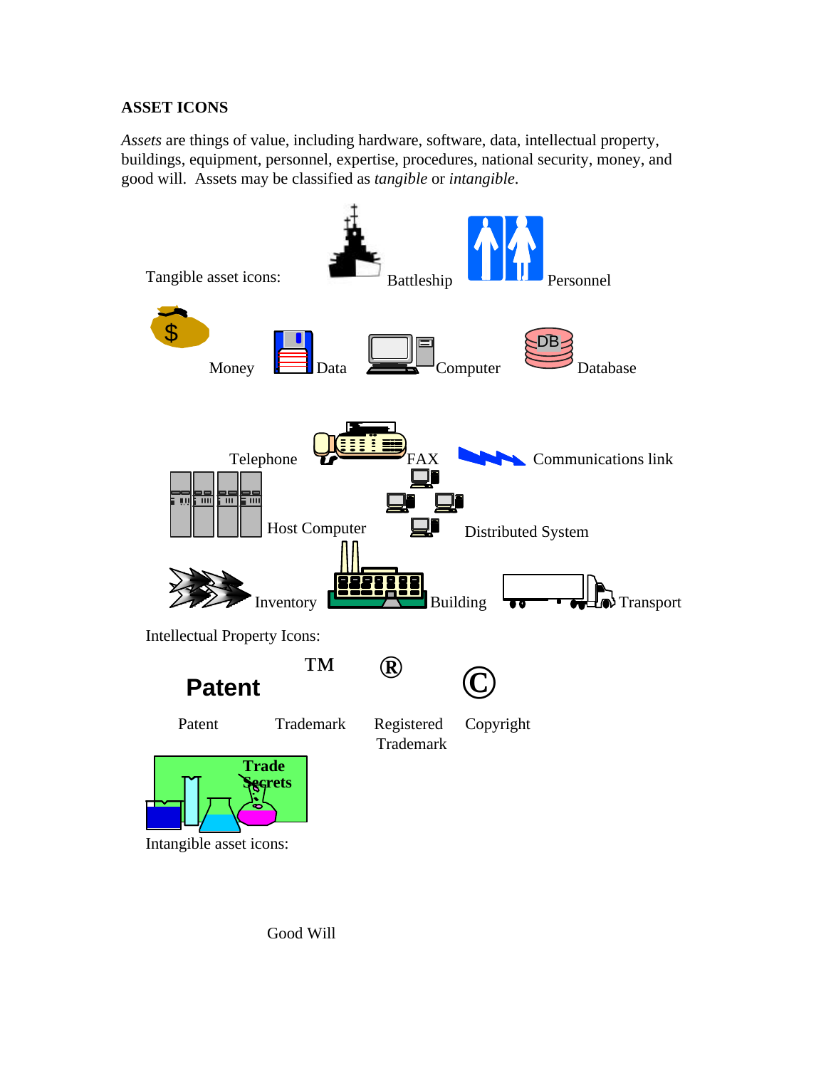**ASSET ICONS**

*Assets* are things of value, including hardware, software, data, intellectual property, buildings, equipment, personnel, expertise, procedures, national security, money, and good will. Assets may be classified as *tangible* or *intangible*.

Tangible asset icons: Battleship Personnel

Money Data Computer Database

Telephone FAX Communications link

Host Computer Distributed System

Inventory Building Transport

Intellectual Property Icons:

**Patent** TM ® ©

Patent Trademark Registered Trademark Copyright

**Trade Secrets**

Intangible asset icons:

Good Will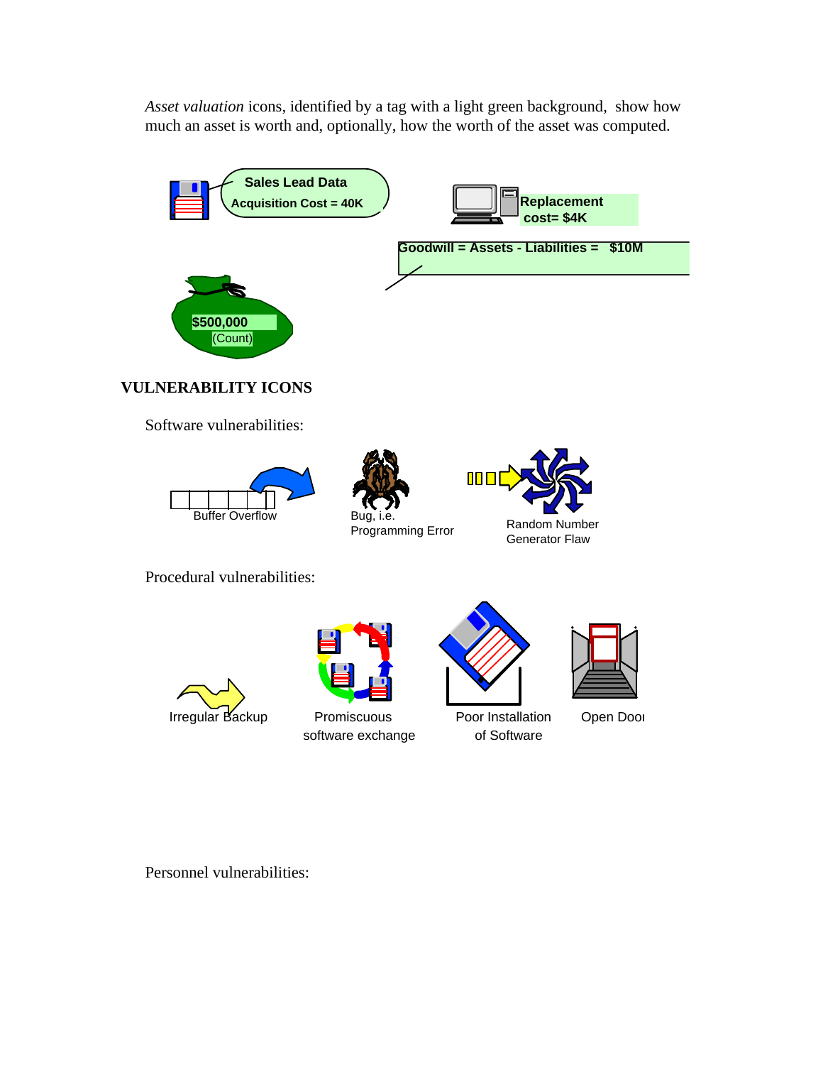*Asset valuation* icons, identified by a tag with a light green background, show how much an asset is worth and, optionally, how the worth of the asset was computed.

Sales Lead Data
Acquisition Cost = 40K

Replacement cost= $4K

Goodwill = Assets - Liabilities = $10M

$500,000
(Count)

## VULNERABILITY ICONS

Software vulnerabilities:

Buffer Overflow

Bug, i.e. Programming Error

Random Number Generator Flaw

Procedural vulnerabilities:

Irregular Backup

Promiscuous software exchange

Poor Installation of Software

Open Door

Personnel vulnerabilities: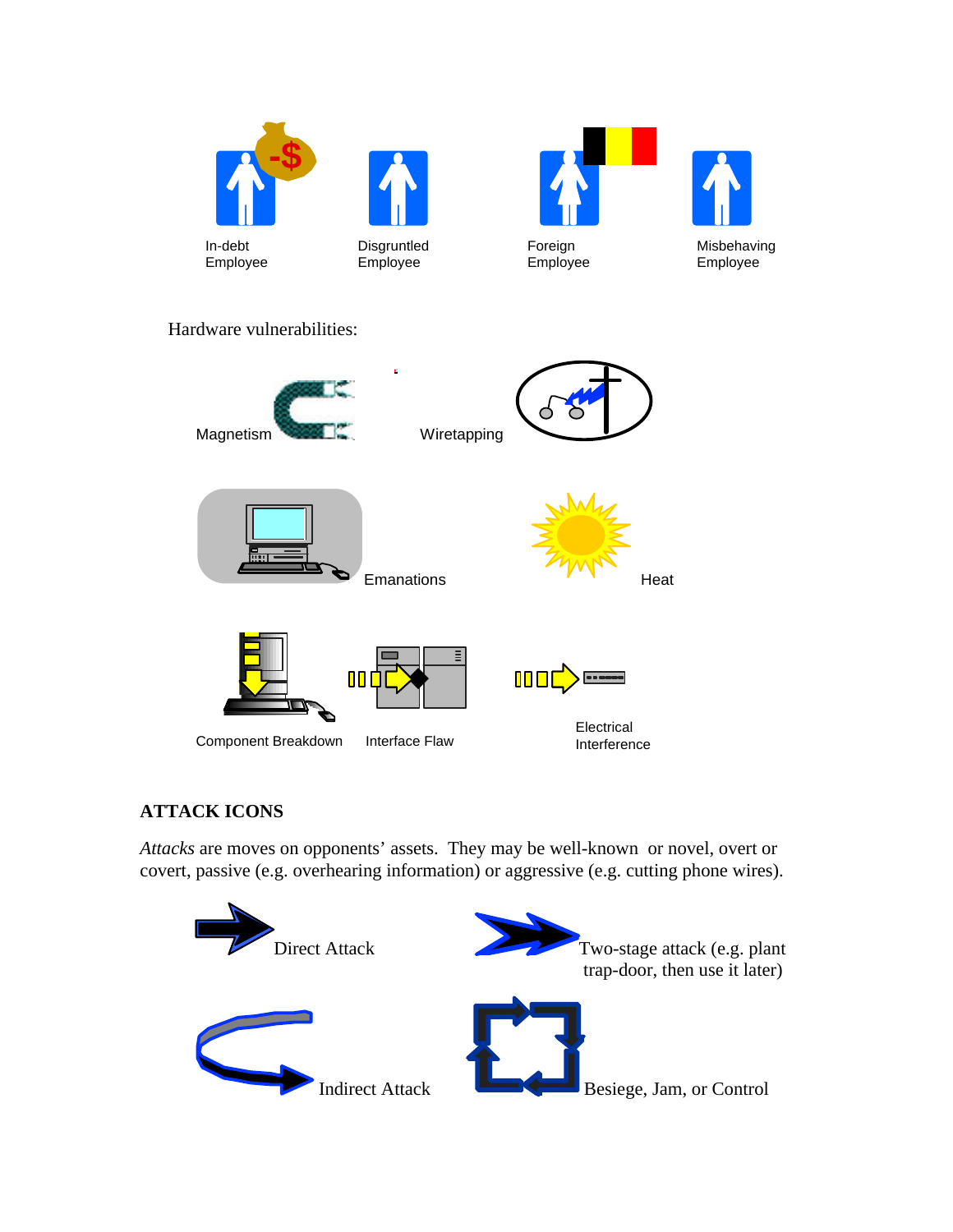In-debt Employee

Disgruntled Employee

Foreign Employee

Misbehaving Employee

Hardware vulnerabilities:

Magnetism

Wiretapping

Emanations

Heat

Component Breakdown

Interface Flaw

Electrical Interference

**ATTACK ICONS**

*Attacks* are moves on opponents' assets. They may be well-known or novel, overt or covert, passive (e.g. overhearing information) or aggressive (e.g. cutting phone wires).

Direct Attack

Two-stage attack (e.g. plant trap-door, then use it later)

Indirect Attack

Besiege, Jam, or Control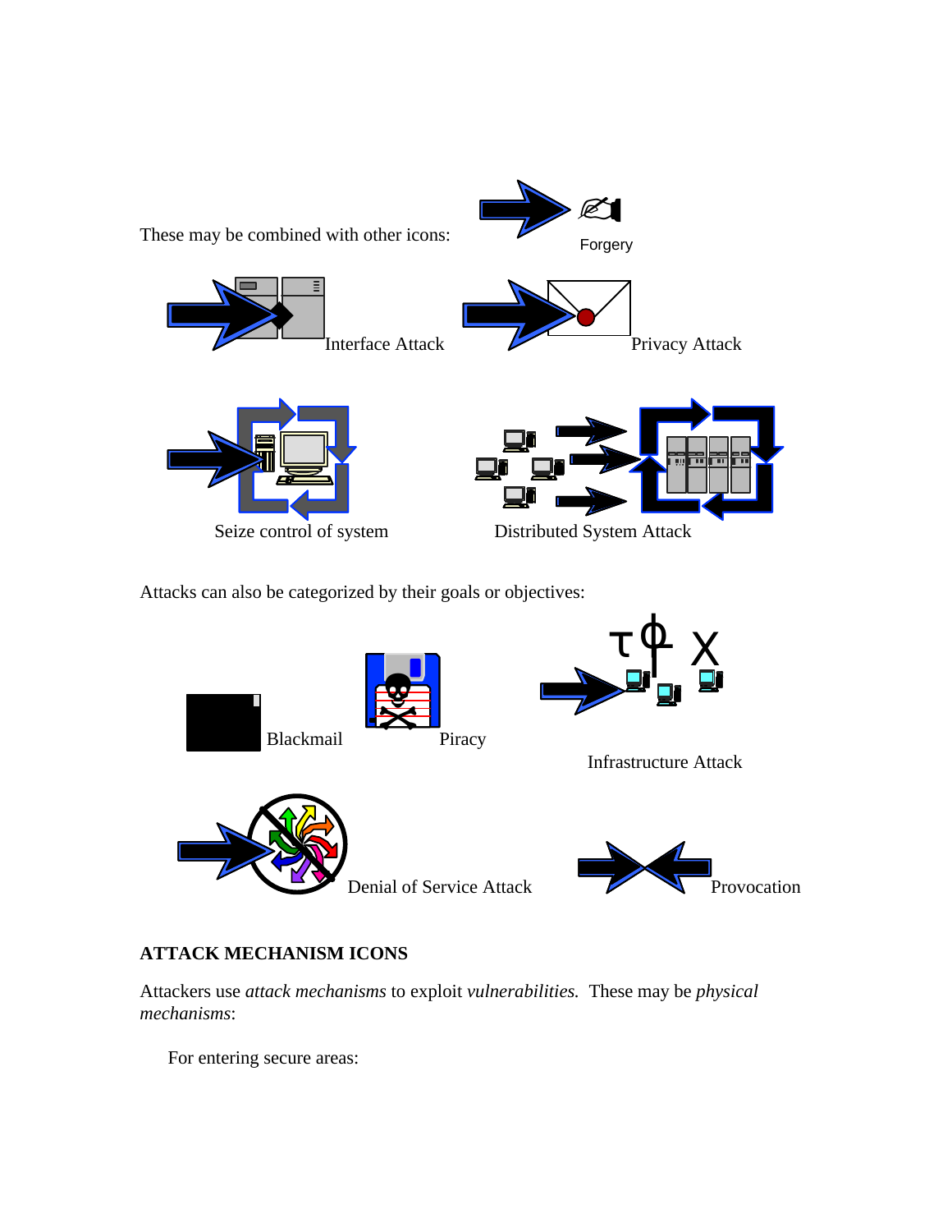These may be combined with other icons:

Forgery

Interface Attack

Privacy Attack

Seize control of system

Distributed System Attack

Attacks can also be categorized by their goals or objectives:

Blackmail

Piracy

Infrastructure Attack

Denial of Service Attack

Provocation

**ATTACK MECHANISM ICONS**

Attackers use *attack mechanisms* to exploit *vulnerabilities.* These may be *physical mechanisms*:

For entering secure areas: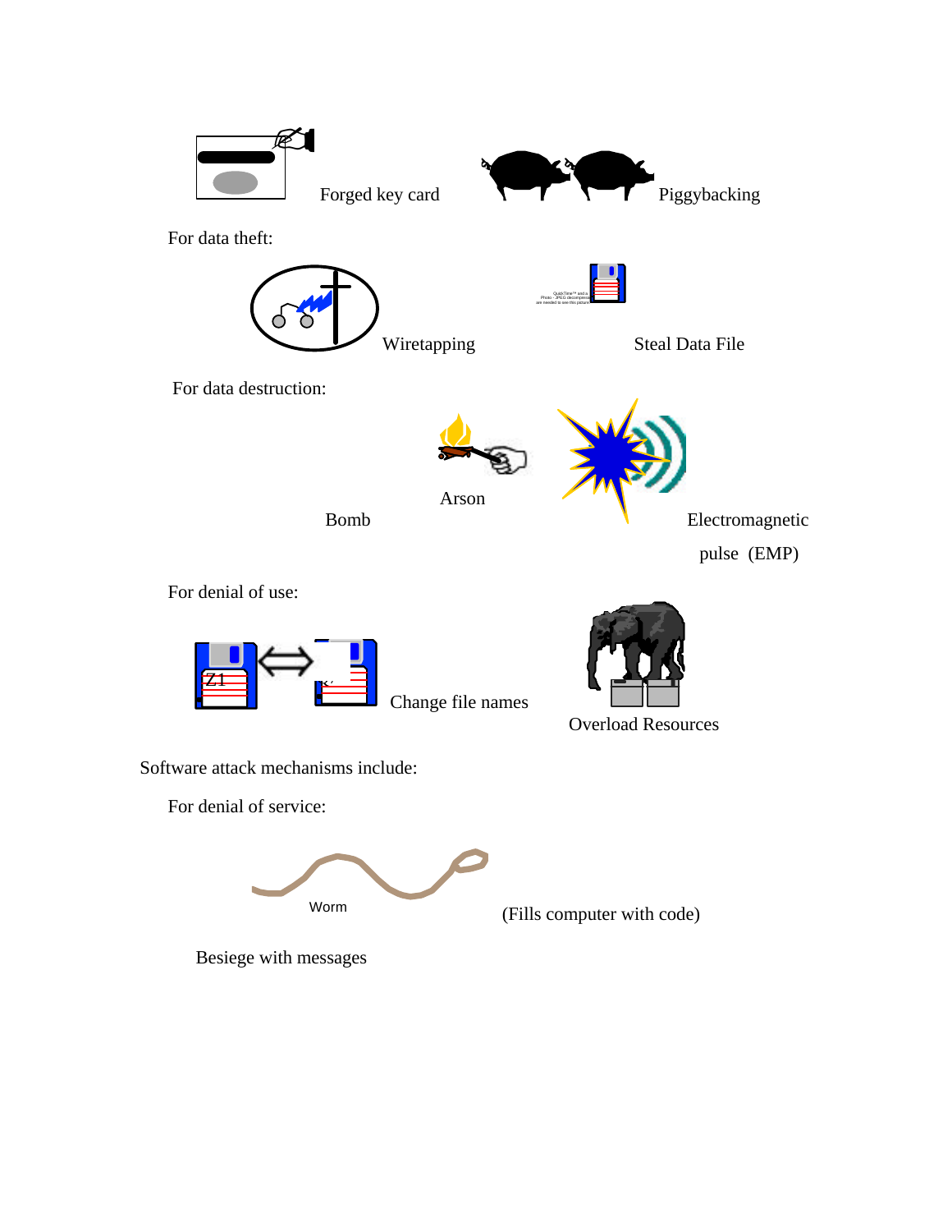Forged key card

Piggybacking

For data theft:

Wiretapping

Steal Data File

For data destruction:

Arson

Bomb

Electromagnetic pulse (EMP)

For denial of use:

Change file names

Overload Resources

Software attack mechanisms include:

For denial of service:

Worm

(Fills computer with code)

Besiege with messages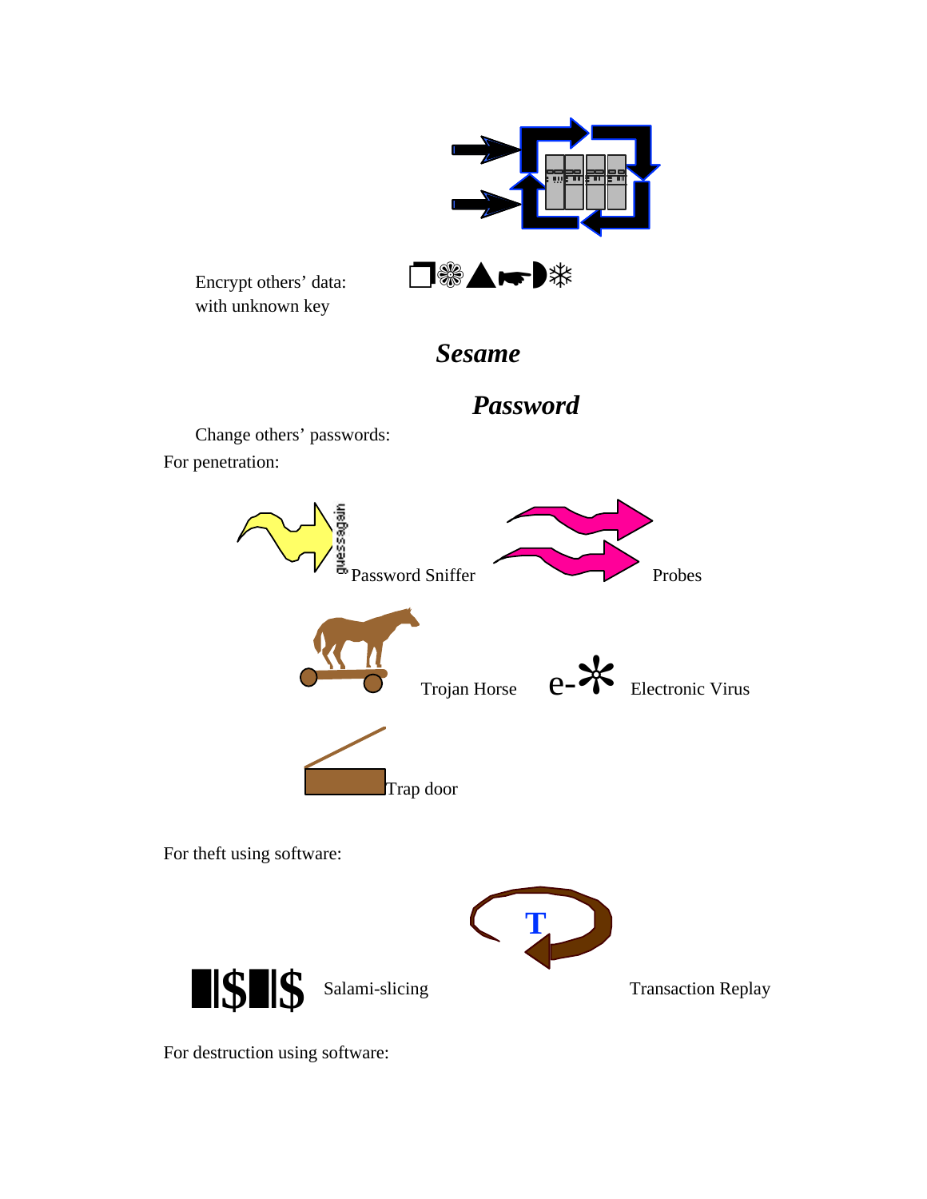Encrypt others' data:
with unknown key

❐❀▲☛◗❄

***Sesame***

***Password***

Change others' passwords:

For penetration:

guessagain Password Sniffer

Probes

Trojan Horse

e-* Electronic Virus

Trap door

For theft using software:

T

$\blacksquare$|$$\blacksquare$|$ Salami-slicing

Transaction Replay

For destruction using software: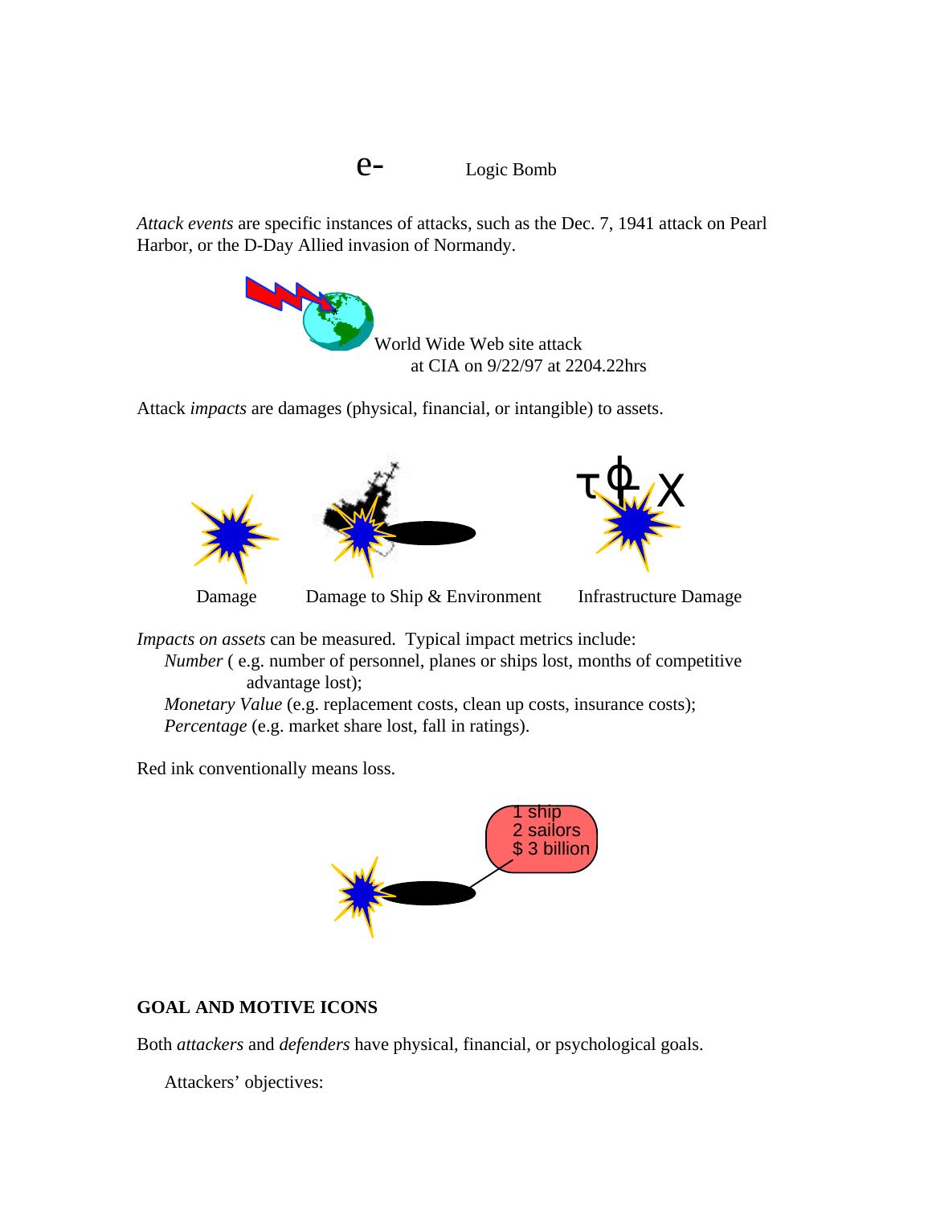e- Logic Bomb

*Attack events* are specific instances of attacks, such as the Dec. 7, 1941 attack on Pearl Harbor, or the D-Day Allied invasion of Normandy.

World Wide Web site attack
at CIA on 9/22/97 at 2204.22hrs

Attack *impacts* are damages (physical, financial, or intangible) to assets.

Damage Damage to Ship & Environment Infrastructure Damage

*Impacts on assets* can be measured. Typical impact metrics include:

*Number* ( e.g. number of personnel, planes or ships lost, months of competitive advantage lost);

*Monetary Value* (e.g. replacement costs, clean up costs, insurance costs);

*Percentage* (e.g. market share lost, fall in ratings).

Red ink conventionally means loss.

1 ship
2 sailors
$ 3 billion

**GOAL AND MOTIVE ICONS**

Both *attackers* and *defenders* have physical, financial, or psychological goals.

Attackers' objectives: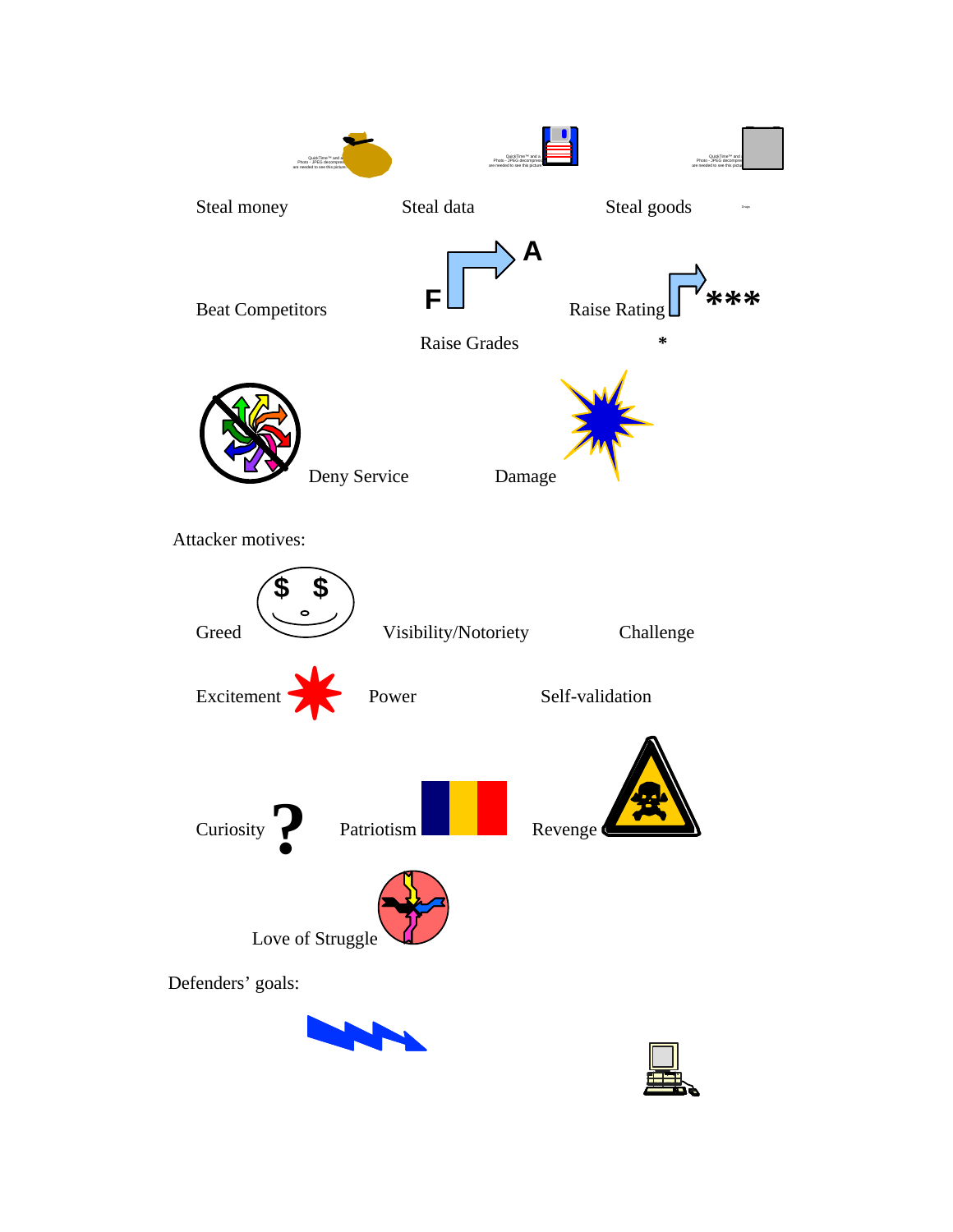Steal money

Steal data

Steal goods

Beat Competitors

Raise Grades

Raise Rating

Deny Service

Damage

Attacker motives:

Greed

Visibility/Notoriety

Challenge

Excitement

Power

Self-validation

Curiosity

Patriotism

Revenge

Love of Struggle

Defenders' goals: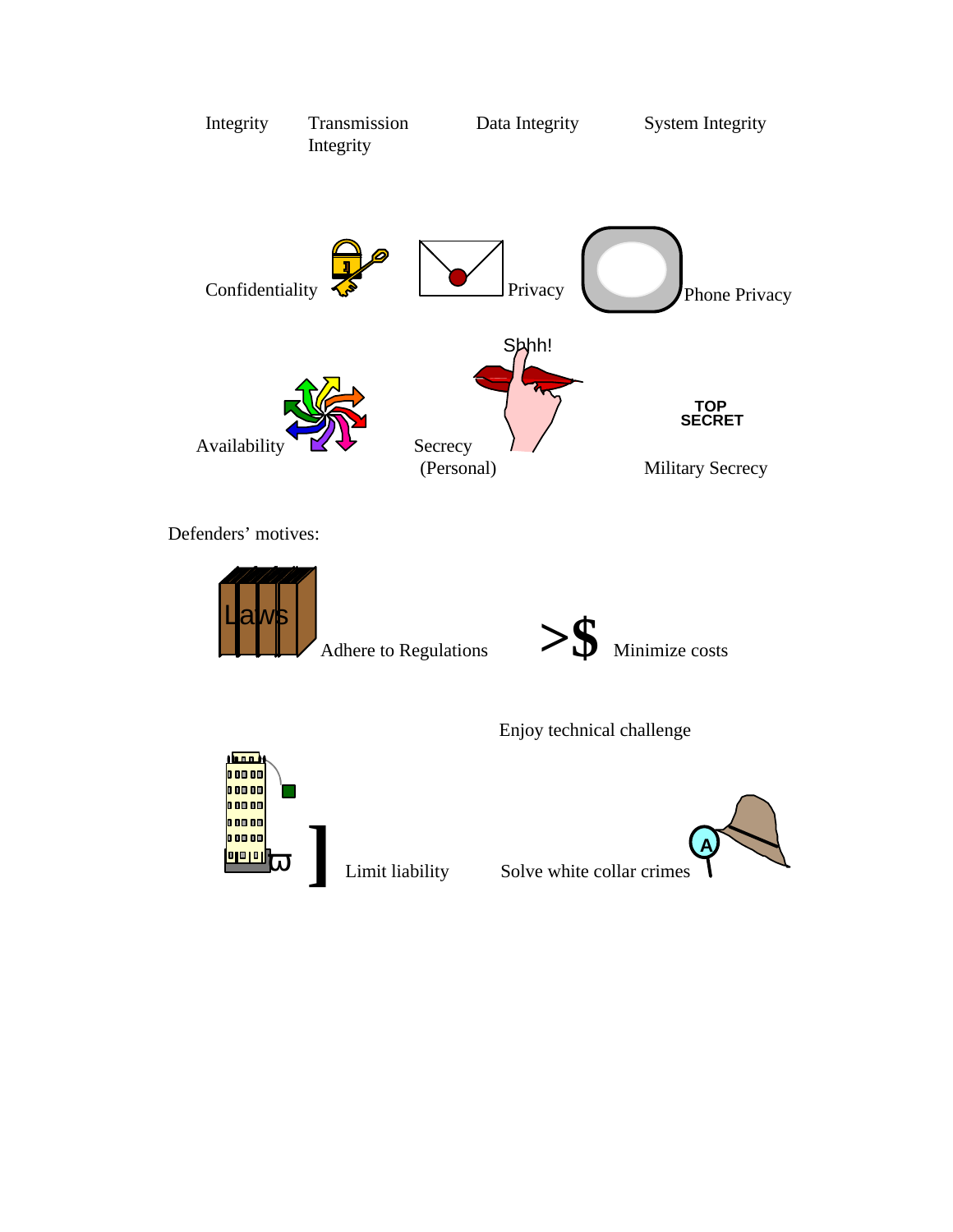Integrity | Transmission Integrity | Data Integrity | System Integrity

Confidentiality | Privacy | Phone Privacy

Shhh!

Availability | Secrecy (Personal) | TOP SECRET Military Secrecy

Defenders' motives:

Laws Adhere to Regulations

>$ Minimize costs

Enjoy technical challenge

Limit liability

Solve white collar crimes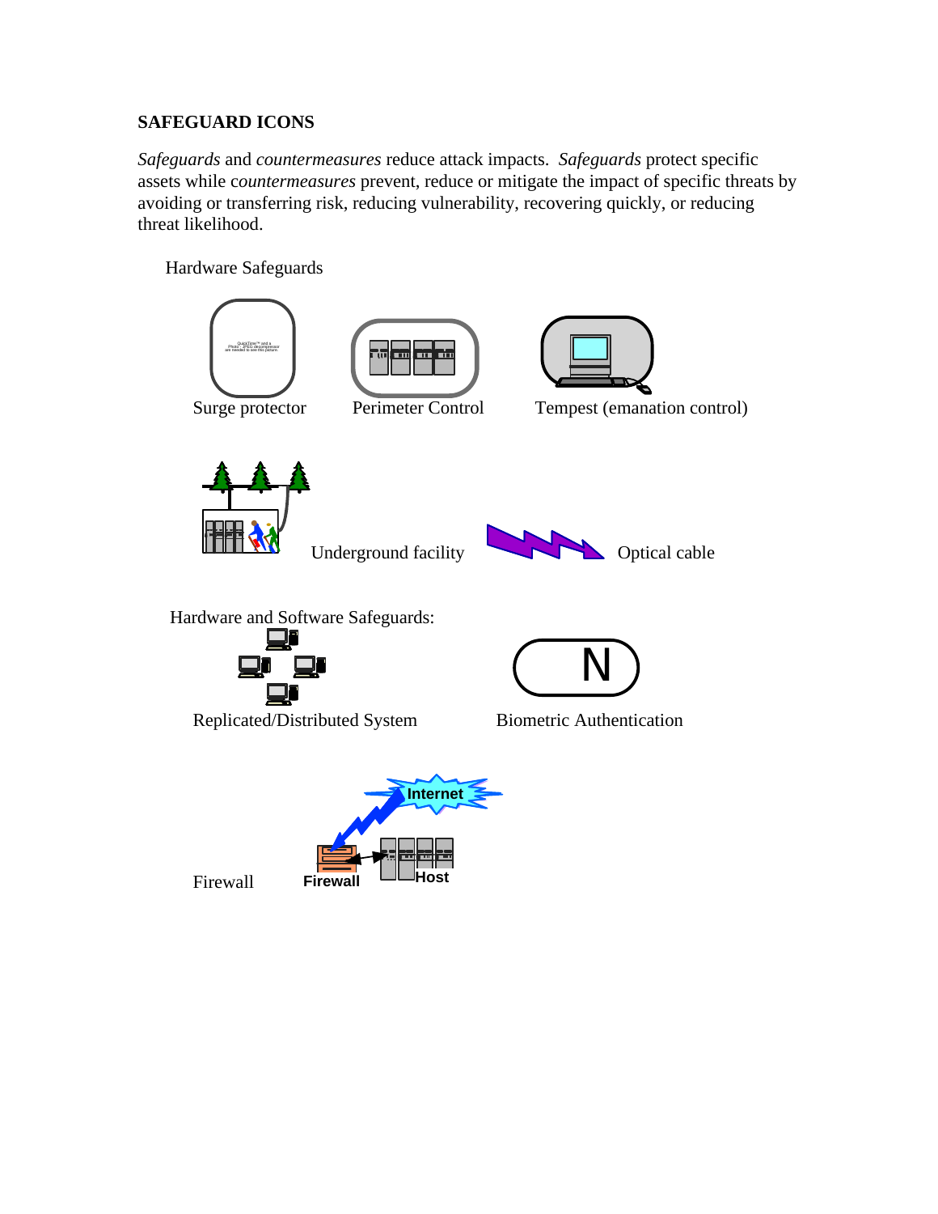**SAFEGUARD ICONS**

*Safeguards* and *countermeasures* reduce attack impacts. *Safeguards* protect specific assets while c*ountermeasures* prevent, reduce or mitigate the impact of specific threats by avoiding or transferring risk, reducing vulnerability, recovering quickly, or reducing threat likelihood.

Hardware Safeguards

Surge protector

Perimeter Control

Tempest (emanation control)

Underground facility

Optical cable

Hardware and Software Safeguards:

Replicated/Distributed System

Biometric Authentication

Firewall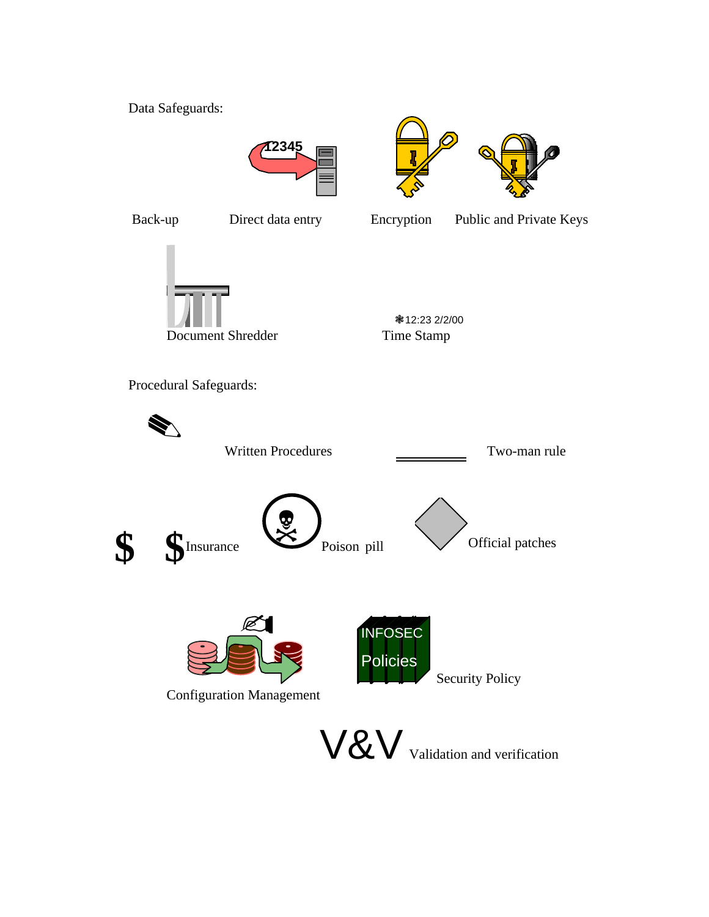Data Safeguards:

12345

Back-up

Direct data entry

Encryption

Public and Private Keys

Document Shredder

12:23 2/2/00

Time Stamp

Procedural Safeguards:

Written Procedures

Two-man rule

$ $ Insurance

Poison pill

Official patches

Configuration Management

INFOSEC Policies

Security Policy

V&V Validation and verification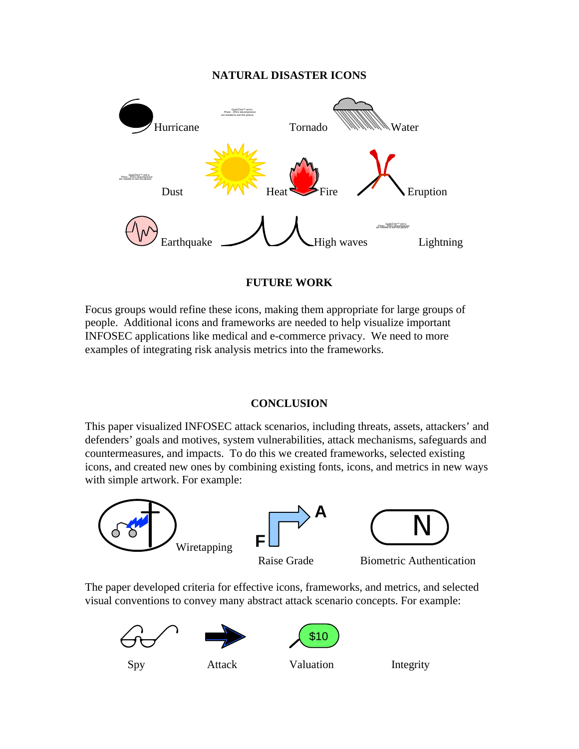## NATURAL DISASTER ICONS

Hurricane Tornado Water

Dust Heat Fire Eruption

Earthquake High waves Lightning

## FUTURE WORK

Focus groups would refine these icons, making them appropriate for large groups of people. Additional icons and frameworks are needed to help visualize important INFOSEC applications like medical and e-commerce privacy. We need to more examples of integrating risk analysis metrics into the frameworks.

## CONCLUSION

This paper visualized INFOSEC attack scenarios, including threats, assets, attackers' and defenders' goals and motives, system vulnerabilities, attack mechanisms, safeguards and countermeasures, and impacts. To do this we created frameworks, selected existing icons, and created new ones by combining existing fonts, icons, and metrics in new ways with simple artwork. For example:

Wiretapping Raise Grade Biometric Authentication

The paper developed criteria for effective icons, frameworks, and metrics, and selected visual conventions to convey many abstract attack scenario concepts. For example:

Spy Attack Valuation Integrity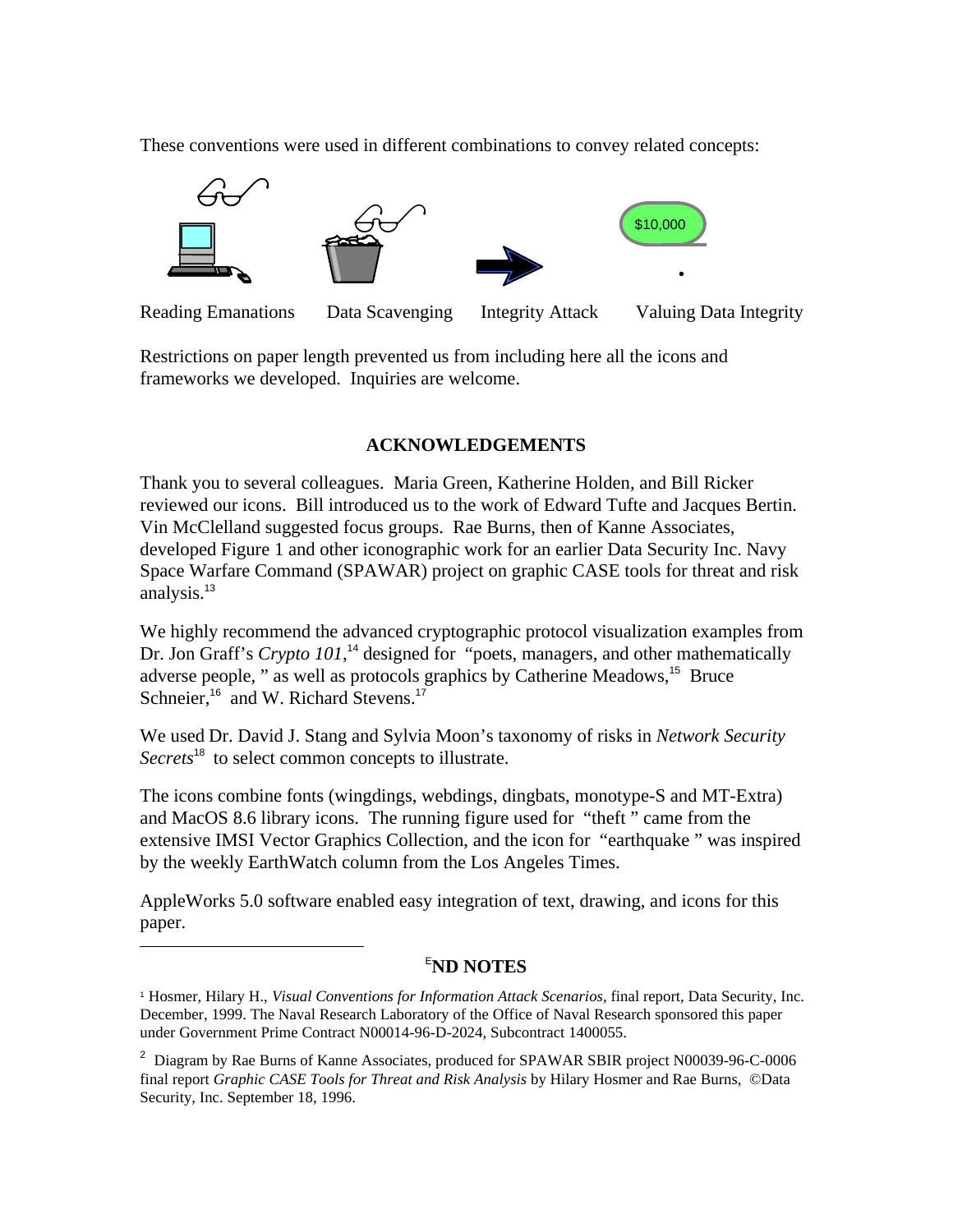These conventions were used in different combinations to convey related concepts:

$10,000

Reading Emanations Data Scavenging Integrity Attack Valuing Data Integrity

Restrictions on paper length prevented us from including here all the icons and frameworks we developed. Inquiries are welcome.

## ACKNOWLEDGEMENTS

Thank you to several colleagues. Maria Green, Katherine Holden, and Bill Ricker reviewed our icons. Bill introduced us to the work of Edward Tufte and Jacques Bertin. Vin McClelland suggested focus groups. Rae Burns, then of Kanne Associates, developed Figure 1 and other iconographic work for an earlier Data Security Inc. Navy Space Warfare Command (SPAWAR) project on graphic CASE tools for threat and risk analysis.[13]

We highly recommend the advanced cryptographic protocol visualization examples from Dr. Jon Graff's *Crypto 101*,[14] designed for "poets, managers, and other mathematically adverse people, " as well as protocols graphics by Catherine Meadows,[15] Bruce Schneier,[16] and W. Richard Stevens.[17]

We used Dr. David J. Stang and Sylvia Moon's taxonomy of risks in *Network Security Secrets*[18] to select common concepts to illustrate.

The icons combine fonts (wingdings, webdings, dingbats, monotype-S and MT-Extra) and MacOS 8.6 library icons. The running figure used for "theft " came from the extensive IMSI Vector Graphics Collection, and the icon for "earthquake " was inspired by the weekly EarthWatch column from the Los Angeles Times.

AppleWorks 5.0 software enabled easy integration of text, drawing, and icons for this paper.

## END NOTES

[1] Hosmer, Hilary H., *Visual Conventions for Information Attack Scenarios*, final report, Data Security, Inc. December, 1999. The Naval Research Laboratory of the Office of Naval Research sponsored this paper under Government Prime Contract N00014-96-D-2024, Subcontract 1400055.

[2] Diagram by Rae Burns of Kanne Associates, produced for SPAWAR SBIR project N00039-96-C-0006 final report *Graphic CASE Tools for Threat and Risk Analysis* by Hilary Hosmer and Rae Burns, ©Data Security, Inc. September 18, 1996.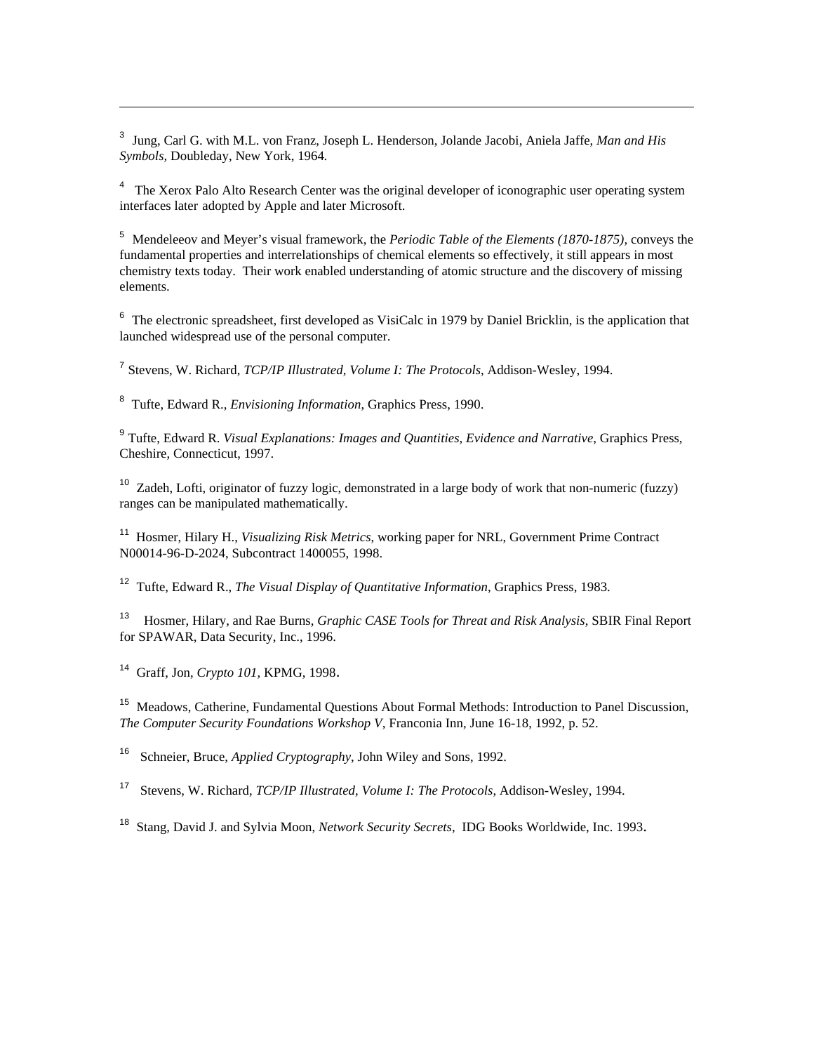[3] Jung, Carl G. with M.L. von Franz, Joseph L. Henderson, Jolande Jacobi, Aniela Jaffe, *Man and His Symbols,* Doubleday, New York, 1964.

[4] The Xerox Palo Alto Research Center was the original developer of iconographic user operating system interfaces later adopted by Apple and later Microsoft.

[5] Mendeleeov and Meyer's visual framework, the *Periodic Table of the Elements (1870-1875),* conveys the fundamental properties and interrelationships of chemical elements so effectively, it still appears in most chemistry texts today. Their work enabled understanding of atomic structure and the discovery of missing elements.

[6] The electronic spreadsheet, first developed as VisiCalc in 1979 by Daniel Bricklin, is the application that launched widespread use of the personal computer.

[7] Stevens, W. Richard, *TCP/IP Illustrated, Volume I: The Protocols*, Addison-Wesley, 1994.

[8] Tufte, Edward R., *Envisioning Information*, Graphics Press, 1990.

[9] Tufte, Edward R. *Visual Explanations: Images and Quantities, Evidence and Narrative*, Graphics Press, Cheshire, Connecticut, 1997.

[10] Zadeh, Lofti, originator of fuzzy logic, demonstrated in a large body of work that non-numeric (fuzzy) ranges can be manipulated mathematically.

[11] Hosmer, Hilary H., *Visualizing Risk Metrics*, working paper for NRL, Government Prime Contract N00014-96-D-2024, Subcontract 1400055, 1998.

[12] Tufte, Edward R., *The Visual Display of Quantitative Information*, Graphics Press, 1983.

[13] Hosmer, Hilary, and Rae Burns, *Graphic CASE Tools for Threat and Risk Analysis*, SBIR Final Report for SPAWAR, Data Security, Inc., 1996.

[14] Graff, Jon, *Crypto 101,* KPMG, 1998.

[15] Meadows, Catherine, Fundamental Questions About Formal Methods: Introduction to Panel Discussion, *The Computer Security Foundations Workshop V*, Franconia Inn, June 16-18, 1992, p. 52.

[16] Schneier, Bruce, *Applied Cryptography*, John Wiley and Sons, 1992.

[17] Stevens, W. Richard, *TCP/IP Illustrated, Volume I: The Protocols,* Addison-Wesley, 1994.

[18] Stang, David J. and Sylvia Moon, *Network Security Secrets,* IDG Books Worldwide, Inc. 1993.